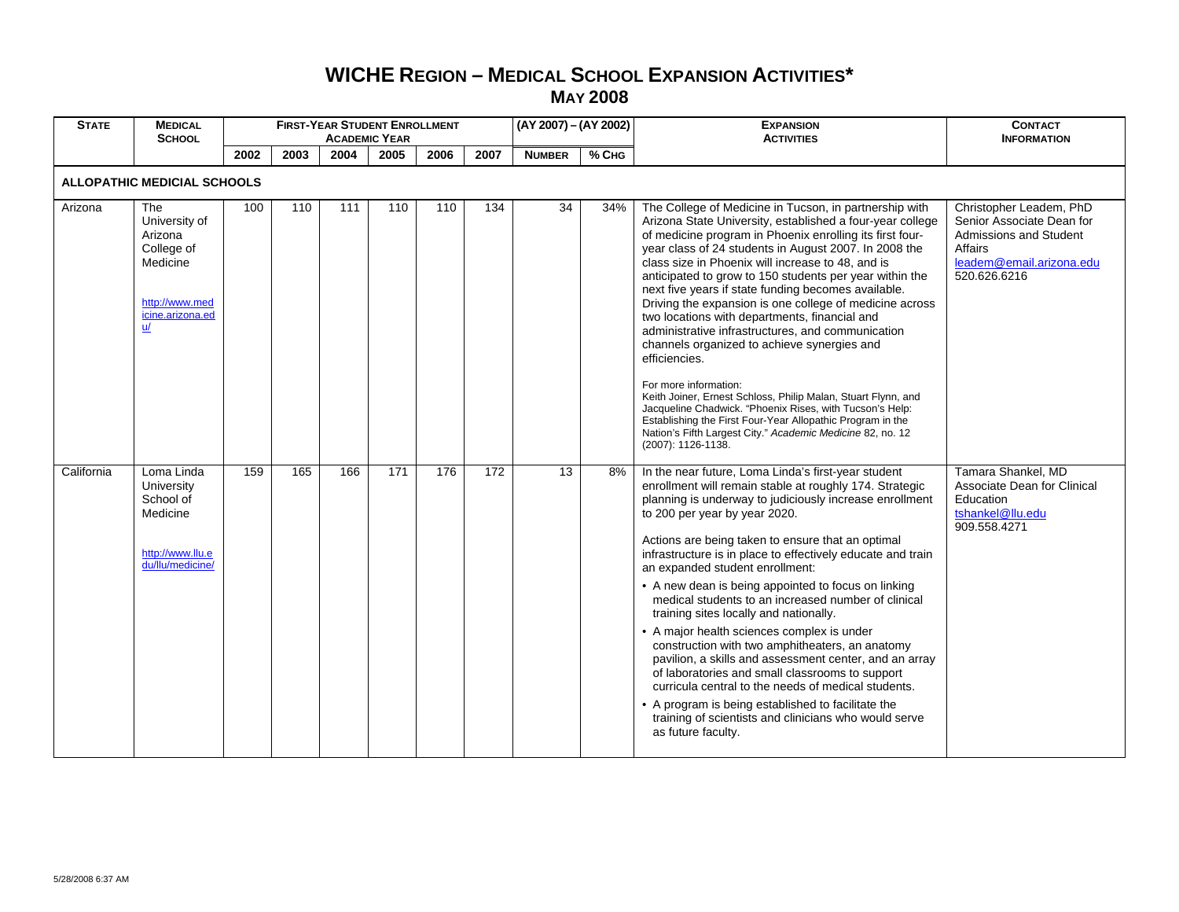# WICHE Region – Medical School Expansion Activities*

## May 2008

| State | Medical School | First-Year Student Enrollment Academic Year | | | | | | (AY 2007) – (AY 2002) | | Expansion Activities | Contact Information |
|---|---|---|---|---|---|---|---|---|---|---|---|
| | | 2002 | 2003 | 2004 | 2005 | 2006 | 2007 | Number | % Chg | | |
| **ALLOPATHIC MEDICAL SCHOOLS** | | | | | | | | | | | |
| Arizona | The University of Arizona College of Medicine<br><br>http://www.medicine.arizona.edu/ | 100 | 110 | 111 | 110 | 110 | 134 | 34 | 34% | The College of Medicine in Tucson, in partnership with Arizona State University, established a four-year college of medicine program in Phoenix enrolling its first four-year class of 24 students in August 2007. In 2008 the class size in Phoenix will increase to 48, and is anticipated to grow to 150 students per year within the next five years if state funding becomes available. Driving the expansion is one college of medicine across two locations with departments, financial and administrative infrastructures, and communication channels organized to achieve synergies and efficiencies.<br><br>For more information:<br>Keith Joiner, Ernest Schloss, Philip Malan, Stuart Flynn, and Jacqueline Chadwick. "Phoenix Rises, with Tucson's Help: Establishing the First Four-Year Allopathic Program in the Nation's Fifth Largest City." *Academic Medicine* 82, no. 12 (2007): 1126-1138. | Christopher Leadem, PhD<br>Senior Associate Dean for Admissions and Student Affairs<br>leadem@email.arizona.edu<br>520.626.6216 |
| California | Loma Linda University School of Medicine<br><br>http://www.llu.edu/llu/medicine/ | 159 | 165 | 166 | 171 | 176 | 172 | 13 | 8% | In the near future, Loma Linda's first-year student enrollment will remain stable at roughly 174. Strategic planning is underway to judiciously increase enrollment to 200 per year by year 2020.<br><br>Actions are being taken to ensure that an optimal infrastructure is in place to effectively educate and train an expanded student enrollment:<br>• A new dean is being appointed to focus on linking medical students to an increased number of clinical training sites locally and nationally.<br>• A major health sciences complex is under construction with two amphitheaters, an anatomy pavilion, a skills and assessment center, and an array of laboratories and small classrooms to support curricula central to the needs of medical students.<br>• A program is being established to facilitate the training of scientists and clinicians who would serve as future faculty. | Tamara Shankel, MD<br>Associate Dean for Clinical Education<br>tshankel@llu.edu<br>909.558.4271 |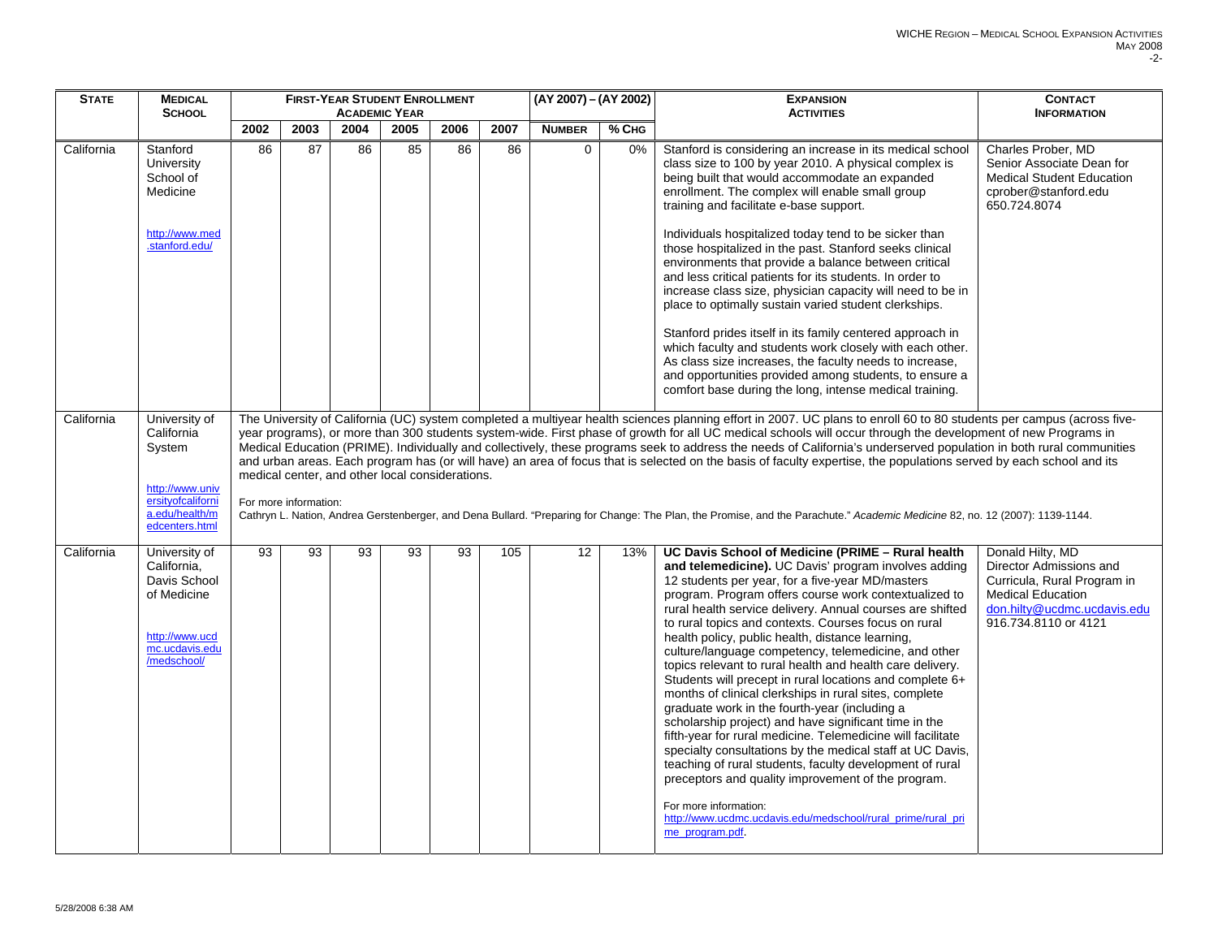| STATE | MEDICAL SCHOOL | FIRST-YEAR STUDENT ENROLLMENT ACADEMIC YEAR | | | | | | (AY 2007) – (AY 2002) | | EXPANSION ACTIVITIES | CONTACT INFORMATION |
|---|---|---|---|---|---|---|---|---|---|---|---|
| | | 2002 | 2003 | 2004 | 2005 | 2006 | 2007 | NUMBER | % CHG | | |
| California | Stanford University School of Medicine<br><br>http://www.med.stanford.edu/ | 86 | 87 | 86 | 85 | 86 | 86 | 0 | 0% | Stanford is considering an increase in its medical school class size to 100 by year 2010. A physical complex is being built that would accommodate an expanded enrollment. The complex will enable small group training and facilitate e-base support.<br><br>Individuals hospitalized today tend to be sicker than those hospitalized in the past. Stanford seeks clinical environments that provide a balance between critical and less critical patients for its students. In order to increase class size, physician capacity will need to be in place to optimally sustain varied student clerkships.<br><br>Stanford prides itself in its family centered approach in which faculty and students work closely with each other. As class size increases, the faculty needs to increase, and opportunities provided among students, to ensure a comfort base during the long, intense medical training. | Charles Prober, MD<br>Senior Associate Dean for Medical Student Education<br>cprober@stanford.edu<br>650.724.8074 |
| California | University of California System<br><br>http://www.universityofcalifornia.edu/health/medcenters.html | The University of California (UC) system completed a multiyear health sciences planning effort in 2007. UC plans to enroll 60 to 80 students per campus (across five-year programs), or more than 300 students system-wide. First phase of growth for all UC medical schools will occur through the development of new Programs in Medical Education (PRIME). Individually and collectively, these programs seek to address the needs of California's underserved population in both rural communities and urban areas. Each program has (or will have) an area of focus that is selected on the basis of faculty expertise, the populations served by each school and its medical center, and other local considerations.<br><br>For more information:<br>Cathryn L. Nation, Andrea Gerstenberger, and Dena Bullard. "Preparing for Change: The Plan, the Promise, and the Parachute." *Academic Medicine* 82, no. 12 (2007): 1139-1144. | | | | | | | | | |
| California | University of California, Davis School of Medicine<br><br>http://www.ucdmc.ucdavis.edu/medschool/ | 93 | 93 | 93 | 93 | 93 | 105 | 12 | 13% | **UC Davis School of Medicine (PRIME – Rural health and telemedicine).** UC Davis' program involves adding 12 students per year, for a five-year MD/masters program. Program offers course work contextualized to rural health service delivery. Annual courses are shifted to rural topics and contexts. Courses focus on rural health policy, public health, distance learning, culture/language competency, telemedicine, and other topics relevant to rural health and health care delivery. Students will precept in rural locations and complete 6+ months of clinical clerkships in rural sites, complete graduate work in the fourth-year (including a scholarship project) and have significant time in the fifth-year for rural medicine. Telemedicine will facilitate specialty consultations by the medical staff at UC Davis, teaching of rural students, faculty development of rural preceptors and quality improvement of the program.<br><br>For more information:<br>http://www.ucdmc.ucdavis.edu/medschool/rural_prime/rural_prime_program.pdf. | Donald Hilty, MD<br>Director Admissions and Curricula, Rural Program in Medical Education<br>don.hilty@ucdmc.ucdavis.edu<br>916.734.8110 or 4121 |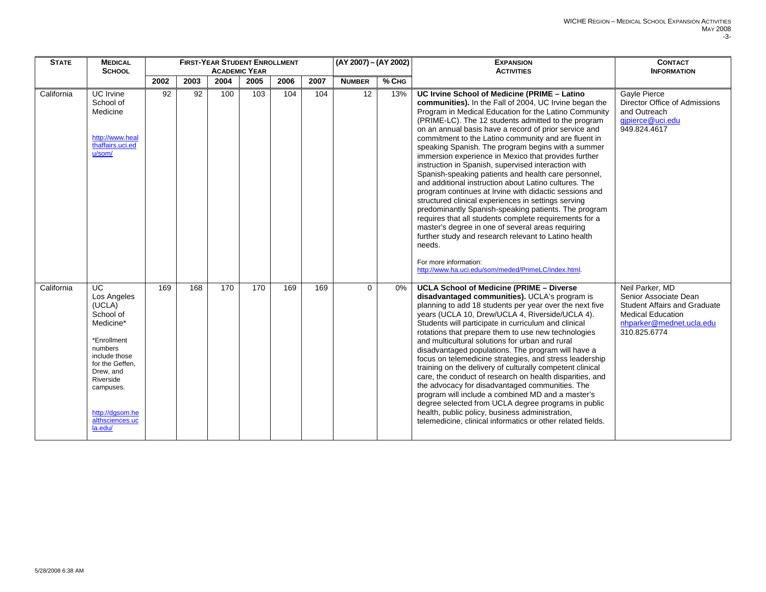| STATE | MEDICAL SCHOOL | FIRST-YEAR STUDENT ENROLLMENT ACADEMIC YEAR | | | | | | (AY 2007) – (AY 2002) | | EXPANSION ACTIVITIES | CONTACT INFORMATION |
|---|---|---|---|---|---|---|---|---|---|---|---|
| | | 2002 | 2003 | 2004 | 2005 | 2006 | 2007 | NUMBER | % CHG | | |
| California | UC Irvine School of Medicine<br><br>http://www.healthaffairs.uci.edu/som/ | 92 | 92 | 100 | 103 | 104 | 104 | 12 | 13% | **UC Irvine School of Medicine (PRIME – Latino communities).** In the Fall of 2004, UC Irvine began the Program in Medical Education for the Latino Community (PRIME-LC). The 12 students admitted to the program on an annual basis have a record of prior service and commitment to the Latino community and are fluent in speaking Spanish. The program begins with a summer immersion experience in Mexico that provides further instruction in Spanish, supervised interaction with Spanish-speaking patients and health care personnel, and additional instruction about Latino cultures. The program continues at Irvine with didactic sessions and structured clinical experiences in settings serving predominantly Spanish-speaking patients. The program requires that all students complete requirements for a master's degree in one of several areas requiring further study and research relevant to Latino health needs.<br><br>For more information: http://www.ha.uci.edu/som/meded/PrimeLC/index.html. | Gayle Pierce<br>Director Office of Admissions and Outreach<br>gjpierce@uci.edu<br>949.824.4617 |
| California | UC Los Angeles (UCLA) School of Medicine*<br><br>*Enrollment numbers include those for the Geffen, Drew, and Riverside campuses.<br><br>http://dgsom.healthsciences.ucla.edu/ | 169 | 168 | 170 | 170 | 169 | 169 | 0 | 0% | **UCLA School of Medicine (PRIME – Diverse disadvantaged communities).** UCLA's program is planning to add 18 students per year over the next five years (UCLA 10, Drew/UCLA 4, Riverside/UCLA 4). Students will participate in curriculum and clinical rotations that prepare them to use new technologies and multicultural solutions for urban and rural disadvantaged populations. The program will have a focus on telemedicine strategies, and stress leadership training on the delivery of culturally competent clinical care, the conduct of research on health disparities, and the advocacy for disadvantaged communities. The program will include a combined MD and a master's degree selected from UCLA degree programs in public health, public policy, business administration, telemedicine, clinical informatics or other related fields. | Neil Parker, MD<br>Senior Associate Dean<br>Student Affairs and Graduate Medical Education<br>nhparker@mednet.ucla.edu<br>310.825.6774 |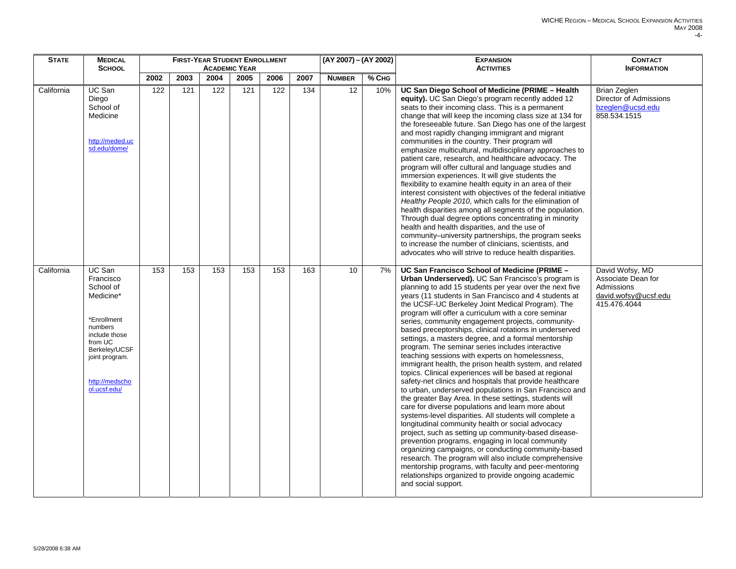| STATE | MEDICAL SCHOOL | FIRST-YEAR STUDENT ENROLLMENT ACADEMIC YEAR | | | | | | (AY 2007) – (AY 2002) | | EXPANSION ACTIVITIES | CONTACT INFORMATION |
|---|---|---|---|---|---|---|---|---|---|---|---|
| | | 2002 | 2003 | 2004 | 2005 | 2006 | 2007 | NUMBER | % CHG | | |
| California | UC San Diego School of Medicine<br><br>http://meded.ucsd.edu/dome/ | 122 | 121 | 122 | 121 | 122 | 134 | 12 | 10% | **UC San Diego School of Medicine (PRIME – Health equity).** UC San Diego's program recently added 12 seats to their incoming class. This is a permanent change that will keep the incoming class size at 134 for the foreseeable future. San Diego has one of the largest and most rapidly changing immigrant and migrant communities in the country. Their program will emphasize multicultural, multidisciplinary approaches to patient care, research, and healthcare advocacy. The program will offer cultural and language studies and immersion experiences. It will give students the flexibility to examine health equity in an area of their interest consistent with objectives of the federal initiative *Healthy People 2010*, which calls for the elimination of health disparities among all segments of the population. Through dual degree options concentrating in minority health and health disparities, and the use of community–university partnerships, the program seeks to increase the number of clinicians, scientists, and advocates who will strive to reduce health disparities. | Brian Zeglen<br>Director of Admissions<br>bzeglen@ucsd.edu<br>858.534.1515 |
| California | UC San Francisco School of Medicine*<br><br>*Enrollment numbers include those from UC Berkeley/UCSF joint program.<br><br>http://medschool.ucsf.edu/ | 153 | 153 | 153 | 153 | 153 | 163 | 10 | 7% | **UC San Francisco School of Medicine (PRIME – Urban Underserved).** UC San Francisco's program is planning to add 15 students per year over the next five years (11 students in San Francisco and 4 students at the UCSF-UC Berkeley Joint Medical Program). The program will offer a curriculum with a core seminar series, community engagement projects, community-based preceptorships, clinical rotations in underserved settings, a masters degree, and a formal mentorship program. The seminar series includes interactive teaching sessions with experts on homelessness, immigrant health, the prison health system, and related topics. Clinical experiences will be based at regional safety-net clinics and hospitals that provide healthcare to urban, underserved populations in San Francisco and the greater Bay Area. In these settings, students will care for diverse populations and learn more about systems-level disparities. All students will complete a longitudinal community health or social advocacy project, such as setting up community-based disease-prevention programs, engaging in local community organizing campaigns, or conducting community-based research. The program will also include comprehensive mentorship programs, with faculty and peer-mentoring relationships organized to provide ongoing academic and social support. | David Wofsy, MD<br>Associate Dean for Admissions<br>david.wofsy@ucsf.edu<br>415.476.4044 |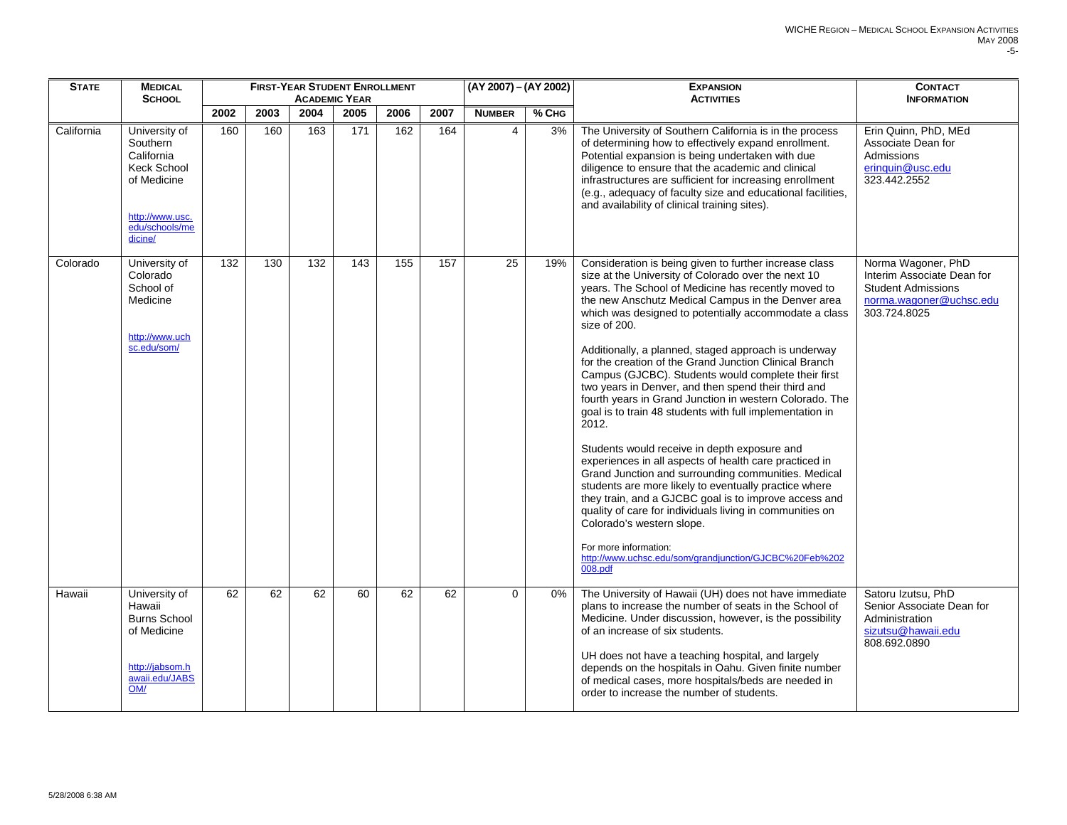| STATE | MEDICAL SCHOOL | FIRST-YEAR STUDENT ENROLLMENT ACADEMIC YEAR | | | | | | (AY 2007) – (AY 2002) | | EXPANSION ACTIVITIES | CONTACT INFORMATION |
|---|---|---|---|---|---|---|---|---|---|---|---|
| | | 2002 | 2003 | 2004 | 2005 | 2006 | 2007 | NUMBER | % CHG | | |
| California | University of Southern California Keck School of Medicine<br><br>http://www.usc.edu/schools/medicine/ | 160 | 160 | 163 | 171 | 162 | 164 | 4 | 3% | The University of Southern California is in the process of determining how to effectively expand enrollment. Potential expansion is being undertaken with due diligence to ensure that the academic and clinical infrastructures are sufficient for increasing enrollment (e.g., adequacy of faculty size and educational facilities, and availability of clinical training sites). | Erin Quinn, PhD, MEd<br>Associate Dean for Admissions<br>erinquin@usc.edu<br>323.442.2552 |
| Colorado | University of Colorado School of Medicine<br><br>http://www.uchsc.edu/som/ | 132 | 130 | 132 | 143 | 155 | 157 | 25 | 19% | Consideration is being given to further increase class size at the University of Colorado over the next 10 years. The School of Medicine has recently moved to the new Anschutz Medical Campus in the Denver area which was designed to potentially accommodate a class size of 200.<br><br>Additionally, a planned, staged approach is underway for the creation of the Grand Junction Clinical Branch Campus (GJCBC). Students would complete their first two years in Denver, and then spend their third and fourth years in Grand Junction in western Colorado. The goal is to train 48 students with full implementation in 2012.<br><br>Students would receive in depth exposure and experiences in all aspects of health care practiced in Grand Junction and surrounding communities. Medical students are more likely to eventually practice where they train, and a GJCBC goal is to improve access and quality of care for individuals living in communities on Colorado's western slope.<br><br>For more information:<br>http://www.uchsc.edu/som/grandjunction/GJCBC%20Feb%202008.pdf | Norma Wagoner, PhD<br>Interim Associate Dean for Student Admissions<br>norma.wagoner@uchsc.edu<br>303.724.8025 |
| Hawaii | University of Hawaii Burns School of Medicine<br><br>http://jabsom.hawaii.edu/JABSOM/ | 62 | 62 | 62 | 60 | 62 | 62 | 0 | 0% | The University of Hawaii (UH) does not have immediate plans to increase the number of seats in the School of Medicine. Under discussion, however, is the possibility of an increase of six students.<br><br>UH does not have a teaching hospital, and largely depends on the hospitals in Oahu. Given finite number of medical cases, more hospitals/beds are needed in order to increase the number of students. | Satoru Izutsu, PhD<br>Senior Associate Dean for Administration<br>sizutsu@hawaii.edu<br>808.692.0890 |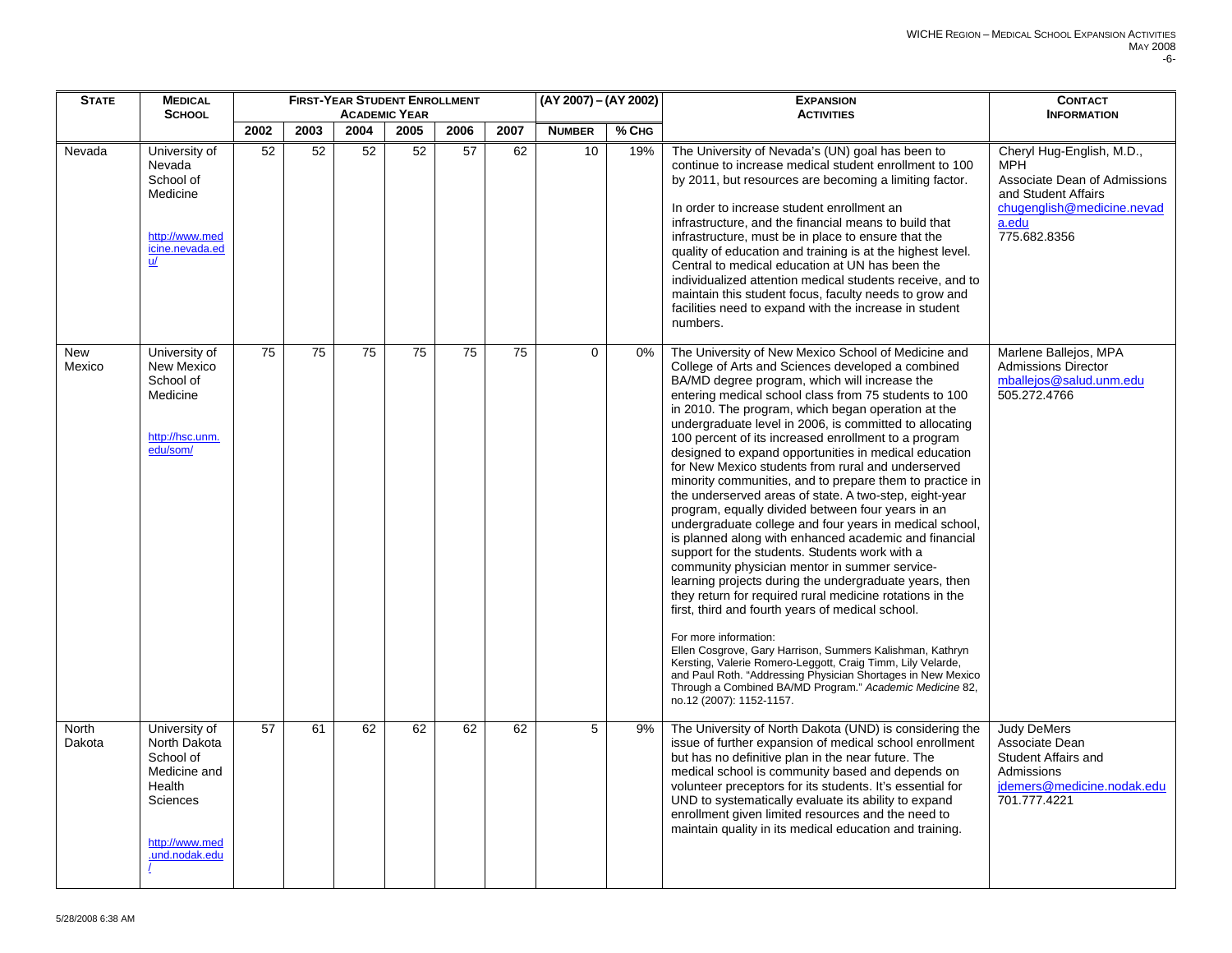| STATE | MEDICAL SCHOOL | FIRST-YEAR STUDENT ENROLLMENT ACADEMIC YEAR | | | | | | (AY 2007) – (AY 2002) | | EXPANSION ACTIVITIES | CONTACT INFORMATION |
|---|---|---|---|---|---|---|---|---|---|---|---|
| | | 2002 | 2003 | 2004 | 2005 | 2006 | 2007 | NUMBER | % CHG | | |
| Nevada | University of Nevada School of Medicine<br><br>http://www.medicine.nevada.edu/ | 52 | 52 | 52 | 52 | 57 | 62 | 10 | 19% | The University of Nevada's (UN) goal has been to continue to increase medical student enrollment to 100 by 2011, but resources are becoming a limiting factor.<br><br>In order to increase student enrollment an infrastructure, and the financial means to build that infrastructure, must be in place to ensure that the quality of education and training is at the highest level. Central to medical education at UN has been the individualized attention medical students receive, and to maintain this student focus, faculty needs to grow and facilities need to expand with the increase in student numbers. | Cheryl Hug-English, M.D., MPH<br>Associate Dean of Admissions and Student Affairs<br>chugenglish@medicine.nevada.edu<br>775.682.8356 |
| New Mexico | University of New Mexico School of Medicine<br><br>http://hsc.unm.edu/som/ | 75 | 75 | 75 | 75 | 75 | 75 | 0 | 0% | The University of New Mexico School of Medicine and College of Arts and Sciences developed a combined BA/MD degree program, which will increase the entering medical school class from 75 students to 100 in 2010. The program, which began operation at the undergraduate level in 2006, is committed to allocating 100 percent of its increased enrollment to a program designed to expand opportunities in medical education for New Mexico students from rural and underserved minority communities, and to prepare them to practice in the underserved areas of state. A two-step, eight-year program, equally divided between four years in an undergraduate college and four years in medical school, is planned along with enhanced academic and financial support for the students. Students work with a community physician mentor in summer service-learning projects during the undergraduate years, then they return for required rural medicine rotations in the first, third and fourth years of medical school.<br><br>For more information:<br>Ellen Cosgrove, Gary Harrison, Summers Kalishman, Kathryn Kersting, Valerie Romero-Leggott, Craig Timm, Lily Velarde, and Paul Roth. "Addressing Physician Shortages in New Mexico Through a Combined BA/MD Program." *Academic Medicine* 82, no.12 (2007): 1152-1157. | Marlene Ballejos, MPA<br>Admissions Director<br>mballejos@salud.unm.edu<br>505.272.4766 |
| North Dakota | University of North Dakota School of Medicine and Health Sciences<br><br>http://www.med.und.nodak.edu/ | 57 | 61 | 62 | 62 | 62 | 62 | 5 | 9% | The University of North Dakota (UND) is considering the issue of further expansion of medical school enrollment but has no definitive plan in the near future. The medical school is community based and depends on volunteer preceptors for its students. It's essential for UND to systematically evaluate its ability to expand enrollment given limited resources and the need to maintain quality in its medical education and training. | Judy DeMers<br>Associate Dean<br>Student Affairs and Admissions<br>jdemers@medicine.nodak.edu<br>701.777.4221 |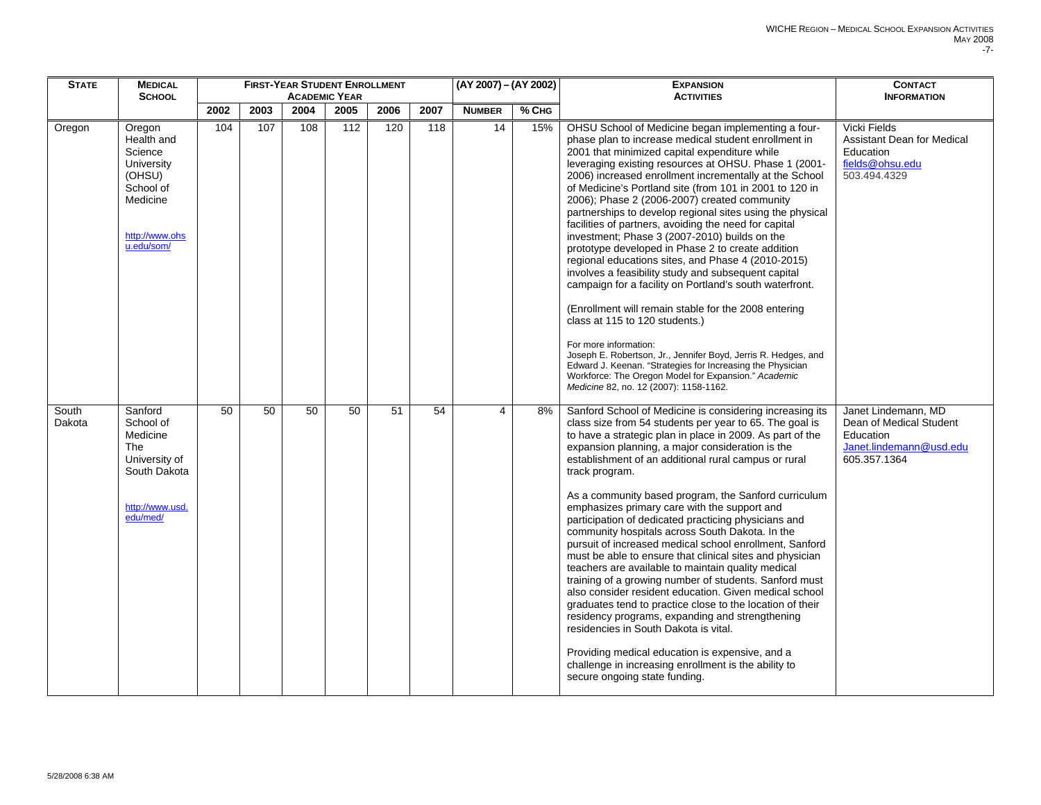| **STATE** | **MEDICAL SCHOOL** | **FIRST-YEAR STUDENT ENROLLMENT ACADEMIC YEAR** | | | | | | **(AY 2007) – (AY 2002)** | | **EXPANSION ACTIVITIES** | **CONTACT INFORMATION** |
|---|---|---|---|---|---|---|---|---|---|---|---|
| | | **2002** | **2003** | **2004** | **2005** | **2006** | **2007** | **NUMBER** | **% CHG** | | |
| Oregon | Oregon Health and Science University (OHSU) School of Medicine<br><br>http://www.ohsu.edu/som/ | 104 | 107 | 108 | 112 | 120 | 118 | 14 | 15% | OHSU School of Medicine began implementing a four-phase plan to increase medical student enrollment in 2001 that minimized capital expenditure while leveraging existing resources at OHSU. Phase 1 (2001-2006) increased enrollment incrementally at the School of Medicine's Portland site (from 101 in 2001 to 120 in 2006); Phase 2 (2006-2007) created community partnerships to develop regional sites using the physical facilities of partners, avoiding the need for capital investment; Phase 3 (2007-2010) builds on the prototype developed in Phase 2 to create addition regional educations sites, and Phase 4 (2010-2015) involves a feasibility study and subsequent capital campaign for a facility on Portland's south waterfront.<br><br>(Enrollment will remain stable for the 2008 entering class at 115 to 120 students.)<br><br>For more information:<br>Joseph E. Robertson, Jr., Jennifer Boyd, Jerris R. Hedges, and Edward J. Keenan. "Strategies for Increasing the Physician Workforce: The Oregon Model for Expansion." *Academic Medicine* 82, no. 12 (2007): 1158-1162. | Vicki Fields<br>Assistant Dean for Medical Education<br>fields@ohsu.edu<br>503.494.4329 |
| South Dakota | Sanford School of Medicine The University of South Dakota<br><br>http://www.usd.edu/med/ | 50 | 50 | 50 | 50 | 51 | 54 | 4 | 8% | Sanford School of Medicine is considering increasing its class size from 54 students per year to 65. The goal is to have a strategic plan in place in 2009. As part of the expansion planning, a major consideration is the establishment of an additional rural campus or rural track program.<br><br>As a community based program, the Sanford curriculum emphasizes primary care with the support and participation of dedicated practicing physicians and community hospitals across South Dakota. In the pursuit of increased medical school enrollment, Sanford must be able to ensure that clinical sites and physician teachers are available to maintain quality medical training of a growing number of students. Sanford must also consider resident education. Given medical school graduates tend to practice close to the location of their residency programs, expanding and strengthening residencies in South Dakota is vital.<br><br>Providing medical education is expensive, and a challenge in increasing enrollment is the ability to secure ongoing state funding. | Janet Lindemann, MD<br>Dean of Medical Student Education<br>Janet.lindemann@usd.edu<br>605.357.1364 |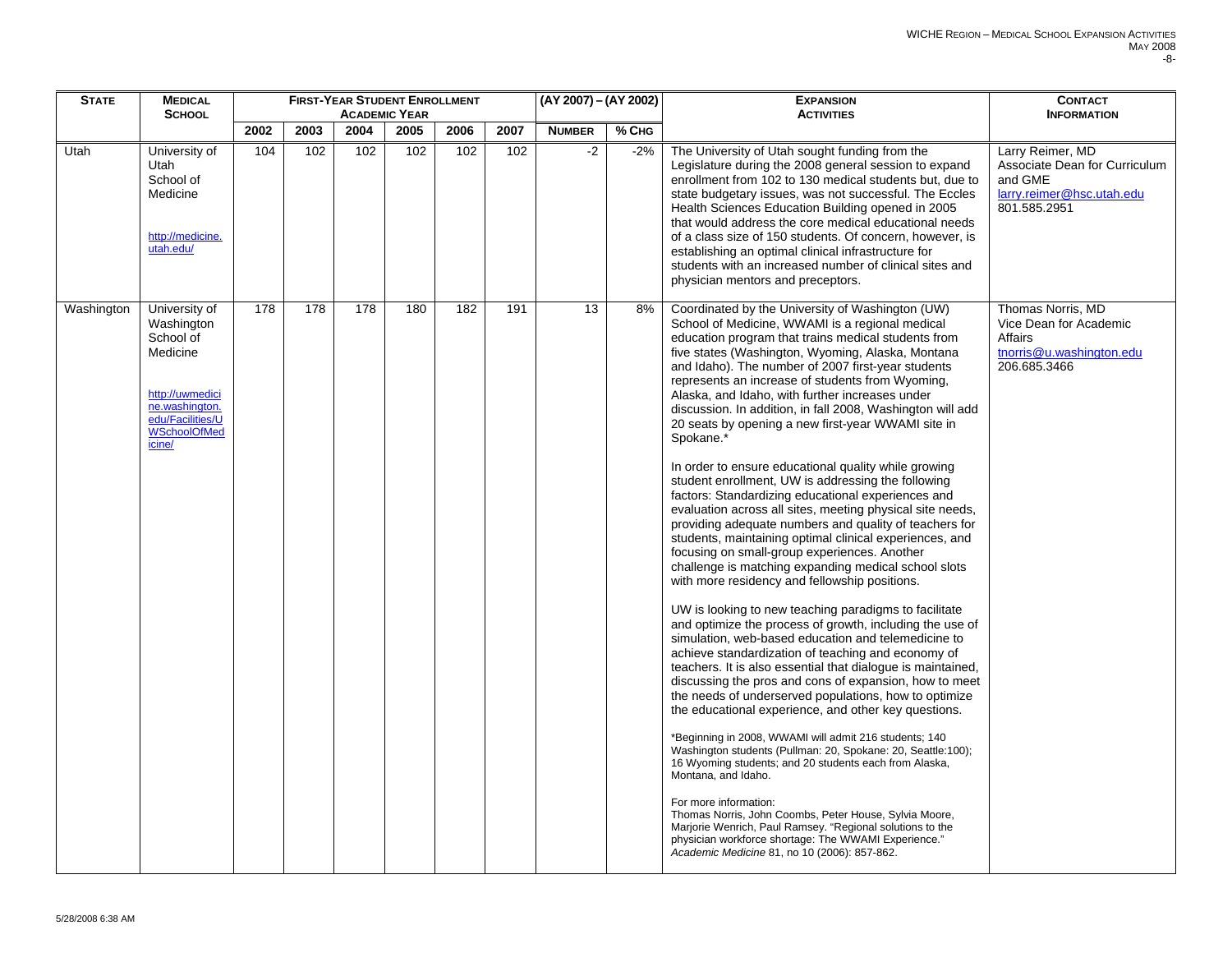| STATE | MEDICAL SCHOOL | FIRST-YEAR STUDENT ENROLLMENT ACADEMIC YEAR | | | | | | (AY 2007) – (AY 2002) | | EXPANSION ACTIVITIES | CONTACT INFORMATION |
|---|---|---|---|---|---|---|---|---|---|---|---|
| | | 2002 | 2003 | 2004 | 2005 | 2006 | 2007 | NUMBER | % CHG | | |
| Utah | University of Utah School of Medicine<br><br>http://medicine.utah.edu/ | 104 | 102 | 102 | 102 | 102 | 102 | -2 | -2% | The University of Utah sought funding from the Legislature during the 2008 general session to expand enrollment from 102 to 130 medical students but, due to state budgetary issues, was not successful. The Eccles Health Sciences Education Building opened in 2005 that would address the core medical educational needs of a class size of 150 students. Of concern, however, is establishing an optimal clinical infrastructure for students with an increased number of clinical sites and physician mentors and preceptors. | Larry Reimer, MD<br>Associate Dean for Curriculum and GME<br>larry.reimer@hsc.utah.edu<br>801.585.2951 |
| Washington | University of Washington School of Medicine<br><br>http://uwmedicine.washington.edu/Facilities/UWSchoolOfMedicine/ | 178 | 178 | 178 | 180 | 182 | 191 | 13 | 8% | Coordinated by the University of Washington (UW) School of Medicine, WWAMI is a regional medical education program that trains medical students from five states (Washington, Wyoming, Alaska, Montana and Idaho). The number of 2007 first-year students represents an increase of students from Wyoming, Alaska, and Idaho, with further increases under discussion. In addition, in fall 2008, Washington will add 20 seats by opening a new first-year WWAMI site in Spokane.*<br><br>In order to ensure educational quality while growing student enrollment, UW is addressing the following factors: Standardizing educational experiences and evaluation across all sites, meeting physical site needs, providing adequate numbers and quality of teachers for students, maintaining optimal clinical experiences, and focusing on small-group experiences. Another challenge is matching expanding medical school slots with more residency and fellowship positions.<br><br>UW is looking to new teaching paradigms to facilitate and optimize the process of growth, including the use of simulation, web-based education and telemedicine to achieve standardization of teaching and economy of teachers. It is also essential that dialogue is maintained, discussing the pros and cons of expansion, how to meet the needs of underserved populations, how to optimize the educational experience, and other key questions.<br><br>*Beginning in 2008, WWAMI will admit 216 students; 140 Washington students (Pullman: 20, Spokane: 20, Seattle:100); 16 Wyoming students; and 20 students each from Alaska, Montana, and Idaho.<br><br>For more information:<br>Thomas Norris, John Coombs, Peter House, Sylvia Moore, Marjorie Wenrich, Paul Ramsey. "Regional solutions to the physician workforce shortage: The WWAMI Experience." *Academic Medicine* 81, no 10 (2006): 857-862. | Thomas Norris, MD<br>Vice Dean for Academic Affairs<br>tnorris@u.washington.edu<br>206.685.3466 |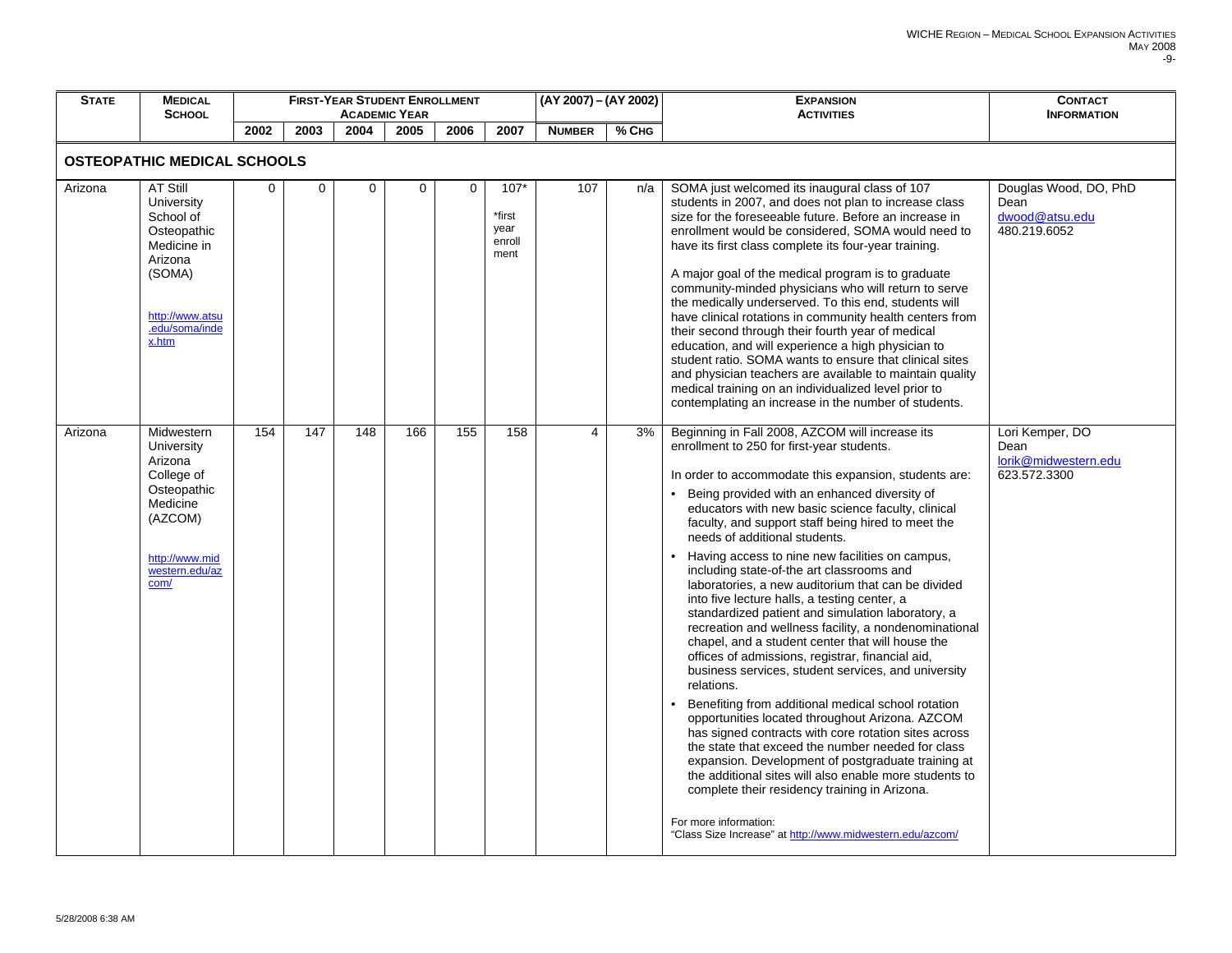| STATE | MEDICAL SCHOOL | FIRST-YEAR STUDENT ENROLLMENT ACADEMIC YEAR | | | | | | (AY 2007) – (AY 2002) | | EXPANSION ACTIVITIES | CONTACT INFORMATION |
|---|---|---|---|---|---|---|---|---|---|---|---|
| | | 2002 | 2003 | 2004 | 2005 | 2006 | 2007 | NUMBER | % CHG | | |
| **OSTEOPATHIC MEDICAL SCHOOLS** | | | | | | | | | | | |
| Arizona | AT Still University School of Osteopathic Medicine in Arizona (SOMA) http://www.atsu.edu/soma/index.htm | 0 | 0 | 0 | 0 | 0 | 107* *first year enrollment | 107 | n/a | SOMA just welcomed its inaugural class of 107 students in 2007, and does not plan to increase class size for the foreseeable future. Before an increase in enrollment would be considered, SOMA would need to have its first class complete its four-year training. A major goal of the medical program is to graduate community-minded physicians who will return to serve the medically underserved. To this end, students will have clinical rotations in community health centers from their second through their fourth year of medical education, and will experience a high physician to student ratio. SOMA wants to ensure that clinical sites and physician teachers are available to maintain quality medical training on an individualized level prior to contemplating an increase in the number of students. | Douglas Wood, DO, PhD Dean dwood@atsu.edu 480.219.6052 |
| Arizona | Midwestern University Arizona College of Osteopathic Medicine (AZCOM) http://www.midwestern.edu/azcom/ | 154 | 147 | 148 | 166 | 155 | 158 | 4 | 3% | Beginning in Fall 2008, AZCOM will increase its enrollment to 250 for first-year students. In order to accommodate this expansion, students are: • Being provided with an enhanced diversity of educators with new basic science faculty, clinical faculty, and support staff being hired to meet the needs of additional students. • Having access to nine new facilities on campus, including state-of-the art classrooms and laboratories, a new auditorium that can be divided into five lecture halls, a testing center, a standardized patient and simulation laboratory, a recreation and wellness facility, a nondenominational chapel, and a student center that will house the offices of admissions, registrar, financial aid, business services, student services, and university relations. • Benefiting from additional medical school rotation opportunities located throughout Arizona. AZCOM has signed contracts with core rotation sites across the state that exceed the number needed for class expansion. Development of postgraduate training at the additional sites will also enable more students to complete their residency training in Arizona. For more information: "Class Size Increase" at http://www.midwestern.edu/azcom/ | Lori Kemper, DO Dean lorik@midwestern.edu 623.572.3300 |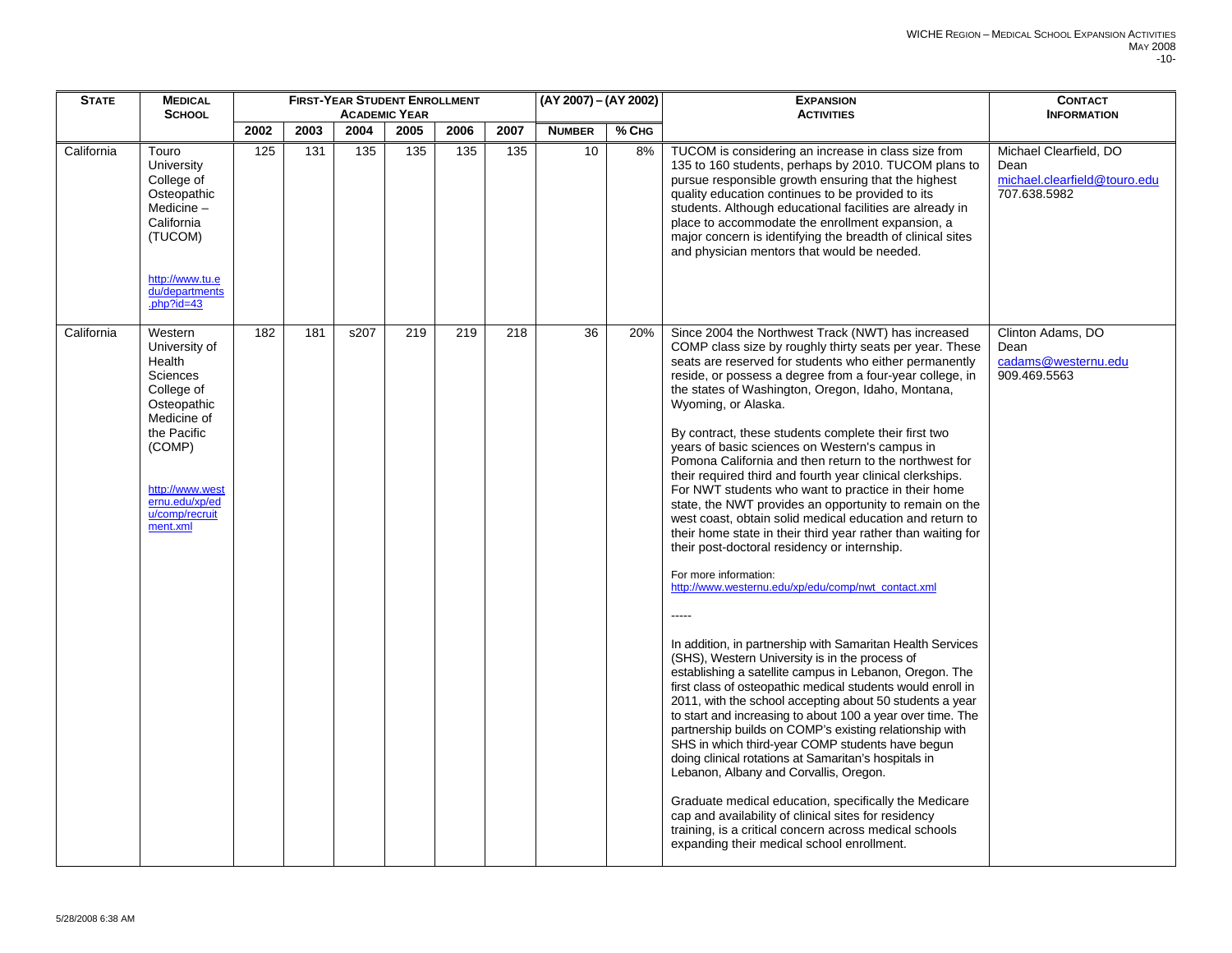| STATE | MEDICAL SCHOOL | FIRST-YEAR STUDENT ENROLLMENT ACADEMIC YEAR | | | | | | (AY 2007) – (AY 2002) | | EXPANSION ACTIVITIES | CONTACT INFORMATION |
|---|---|---|---|---|---|---|---|---|---|---|---|
| | | 2002 | 2003 | 2004 | 2005 | 2006 | 2007 | NUMBER | % CHG | | |
| California | Touro University College of Osteopathic Medicine – California (TUCOM)<br><br>http://www.tu.edu/departments.php?id=43 | 125 | 131 | 135 | 135 | 135 | 135 | 10 | 8% | TUCOM is considering an increase in class size from 135 to 160 students, perhaps by 2010. TUCOM plans to pursue responsible growth ensuring that the highest quality education continues to be provided to its students. Although educational facilities are already in place to accommodate the enrollment expansion, a major concern is identifying the breadth of clinical sites and physician mentors that would be needed. | Michael Clearfield, DO<br>Dean<br>michael.clearfield@touro.edu<br>707.638.5982 |
| California | Western University of Health Sciences College of Osteopathic Medicine of the Pacific (COMP)<br><br>http://www.westernu.edu/xp/edu/comp/recruitment.xml | 182 | 181 | s207 | 219 | 219 | 218 | 36 | 20% | Since 2004 the Northwest Track (NWT) has increased COMP class size by roughly thirty seats per year. These seats are reserved for students who either permanently reside, or possess a degree from a four-year college, in the states of Washington, Oregon, Idaho, Montana, Wyoming, or Alaska.<br><br>By contract, these students complete their first two years of basic sciences on Western's campus in Pomona California and then return to the northwest for their required third and fourth year clinical clerkships. For NWT students who want to practice in their home state, the NWT provides an opportunity to remain on the west coast, obtain solid medical education and return to their home state in their third year rather than waiting for their post-doctoral residency or internship.<br><br>For more information:<br>http://www.westernu.edu/xp/edu/comp/nwt_contact.xml<br><br>-----<br><br>In addition, in partnership with Samaritan Health Services (SHS), Western University is in the process of establishing a satellite campus in Lebanon, Oregon. The first class of osteopathic medical students would enroll in 2011, with the school accepting about 50 students a year to start and increasing to about 100 a year over time. The partnership builds on COMP's existing relationship with SHS in which third-year COMP students have begun doing clinical rotations at Samaritan's hospitals in Lebanon, Albany and Corvallis, Oregon.<br><br>Graduate medical education, specifically the Medicare cap and availability of clinical sites for residency training, is a critical concern across medical schools expanding their medical school enrollment. | Clinton Adams, DO<br>Dean<br>cadams@westernu.edu<br>909.469.5563 |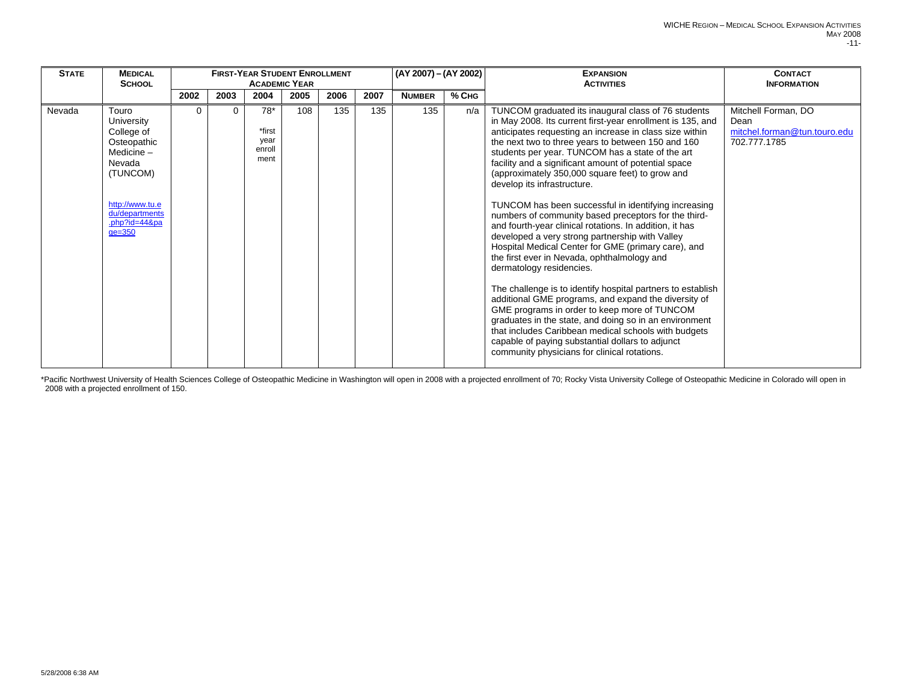| STATE | MEDICAL SCHOOL | FIRST-YEAR STUDENT ENROLLMENT ACADEMIC YEAR | | | | | | (AY 2007) – (AY 2002) | | EXPANSION ACTIVITIES | CONTACT INFORMATION |
|---|---|---|---|---|---|---|---|---|---|---|---|
| | | 2002 | 2003 | 2004 | 2005 | 2006 | 2007 | NUMBER | % CHG | | |
| Nevada | Touro University College of Osteopathic Medicine – Nevada (TUNCOM)<br><br>http://www.tu.edu/departments.php?id=44&page=350 | 0 | 0 | 78*<br><br>*first year enrollment | 108 | 135 | 135 | 135 | n/a | TUNCOM graduated its inaugural class of 76 students in May 2008. Its current first-year enrollment is 135, and anticipates requesting an increase in class size within the next two to three years to between 150 and 160 students per year. TUNCOM has a state of the art facility and a significant amount of potential space (approximately 350,000 square feet) to grow and develop its infrastructure.<br><br>TUNCOM has been successful in identifying increasing numbers of community based preceptors for the third- and fourth-year clinical rotations. In addition, it has developed a very strong partnership with Valley Hospital Medical Center for GME (primary care), and the first ever in Nevada, ophthalmology and dermatology residencies.<br><br>The challenge is to identify hospital partners to establish additional GME programs, and expand the diversity of GME programs in order to keep more of TUNCOM graduates in the state, and doing so in an environment that includes Caribbean medical schools with budgets capable of paying substantial dollars to adjunct community physicians for clinical rotations. | Mitchell Forman, DO<br>Dean<br>mitchel.forman@tun.touro.edu<br>702.777.1785 |

*Pacific Northwest University of Health Sciences College of Osteopathic Medicine in Washington will open in 2008 with a projected enrollment of 70; Rocky Vista University College of Osteopathic Medicine in Colorado will open in 2008 with a projected enrollment of 150.